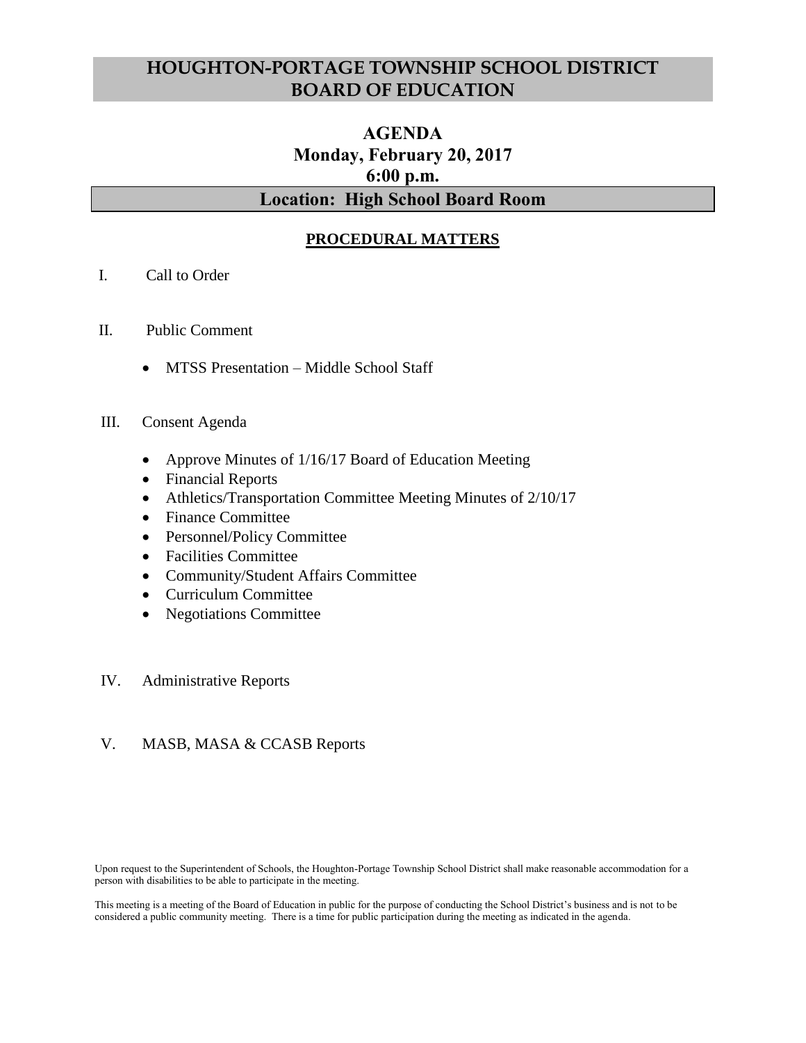# HOUGHTON-PORTAGE TOWNSHIP SCHOOL DISTRICT BOARD OF EDUCATION

## AGENDA
## Monday, February 20, 2017
## 6:00 p.m.

## Location: High School Board Room

### PROCEDURAL MATTERS

I. Call to Order

II. Public Comment

- MTSS Presentation – Middle School Staff

III. Consent Agenda

- Approve Minutes of 1/16/17 Board of Education Meeting
- Financial Reports
- Athletics/Transportation Committee Meeting Minutes of 2/10/17
- Finance Committee
- Personnel/Policy Committee
- Facilities Committee
- Community/Student Affairs Committee
- Curriculum Committee
- Negotiations Committee

IV. Administrative Reports

V. MASB, MASA & CCASB Reports

Upon request to the Superintendent of Schools, the Houghton-Portage Township School District shall make reasonable accommodation for a person with disabilities to be able to participate in the meeting.

This meeting is a meeting of the Board of Education in public for the purpose of conducting the School District's business and is not to be considered a public community meeting. There is a time for public participation during the meeting as indicated in the agenda.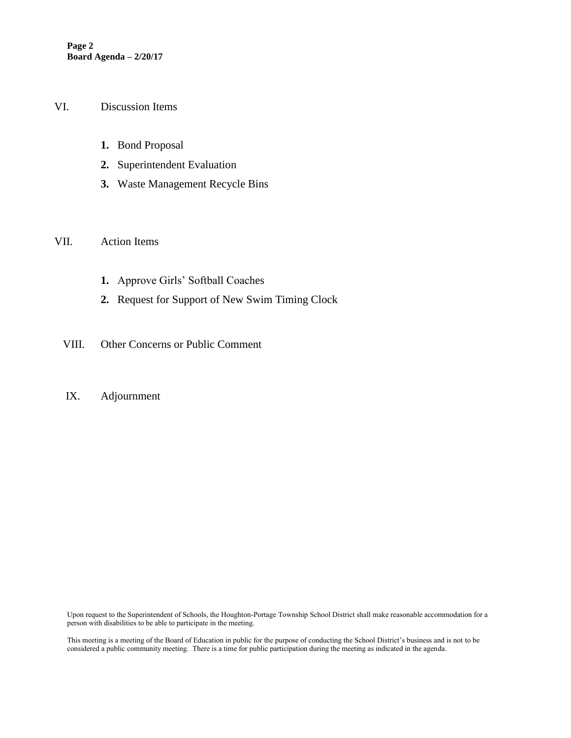## VI. Discussion Items

1. Bond Proposal
2. Superintendent Evaluation
3. Waste Management Recycle Bins

## VII. Action Items

1. Approve Girls' Softball Coaches
2. Request for Support of New Swim Timing Clock

## VIII. Other Concerns or Public Comment

## IX. Adjournment

Upon request to the Superintendent of Schools, the Houghton-Portage Township School District shall make reasonable accommodation for a person with disabilities to be able to participate in the meeting.

This meeting is a meeting of the Board of Education in public for the purpose of conducting the School District's business and is not to be considered a public community meeting. There is a time for public participation during the meeting as indicated in the agenda.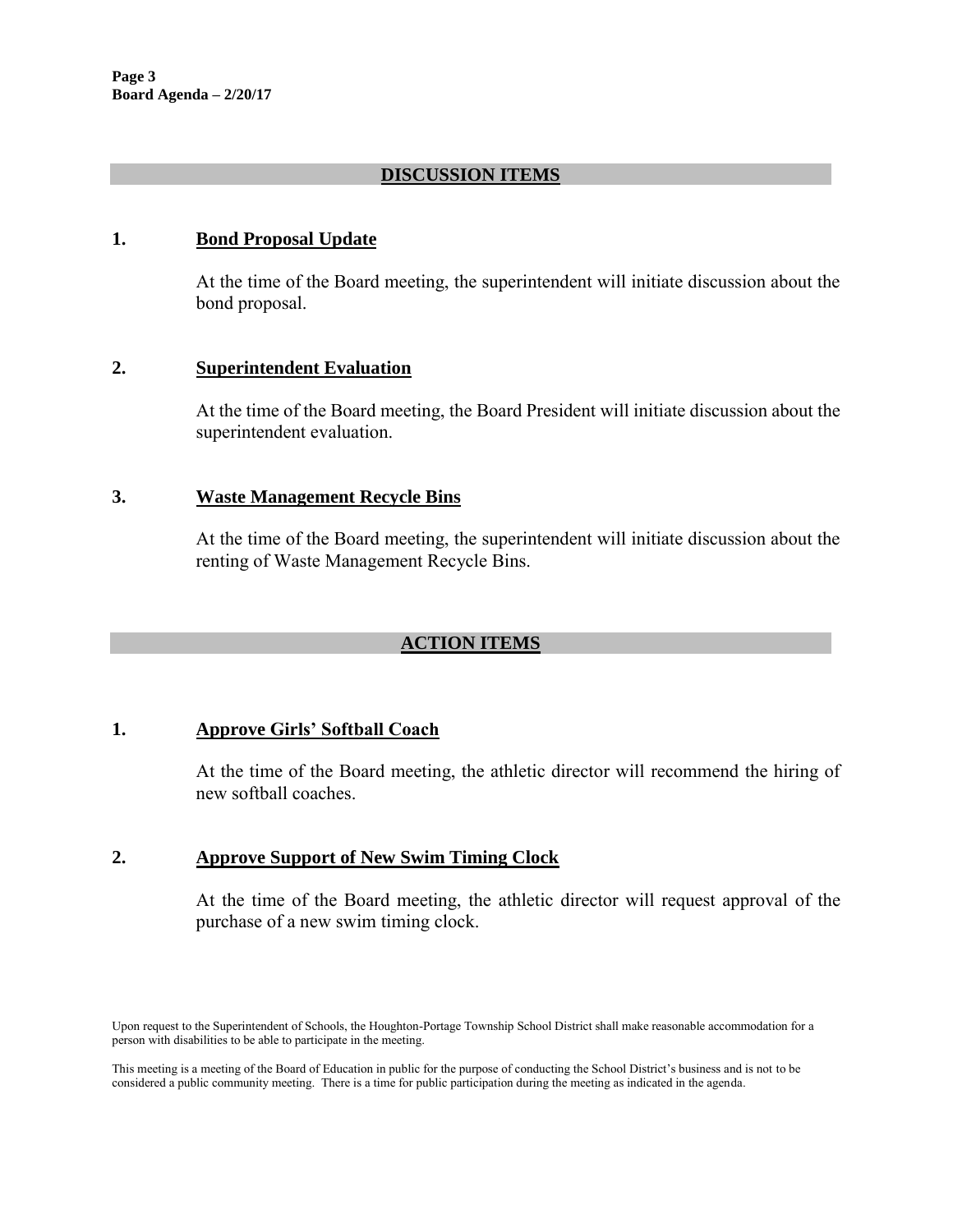## DISCUSSION ITEMS

### 1. Bond Proposal Update

At the time of the Board meeting, the superintendent will initiate discussion about the bond proposal.

### 2. Superintendent Evaluation

At the time of the Board meeting, the Board President will initiate discussion about the superintendent evaluation.

### 3. Waste Management Recycle Bins

At the time of the Board meeting, the superintendent will initiate discussion about the renting of Waste Management Recycle Bins.

## ACTION ITEMS

### 1. Approve Girls' Softball Coach

At the time of the Board meeting, the athletic director will recommend the hiring of new softball coaches.

### 2. Approve Support of New Swim Timing Clock

At the time of the Board meeting, the athletic director will request approval of the purchase of a new swim timing clock.

Upon request to the Superintendent of Schools, the Houghton-Portage Township School District shall make reasonable accommodation for a person with disabilities to be able to participate in the meeting.

This meeting is a meeting of the Board of Education in public for the purpose of conducting the School District's business and is not to be considered a public community meeting. There is a time for public participation during the meeting as indicated in the agenda.